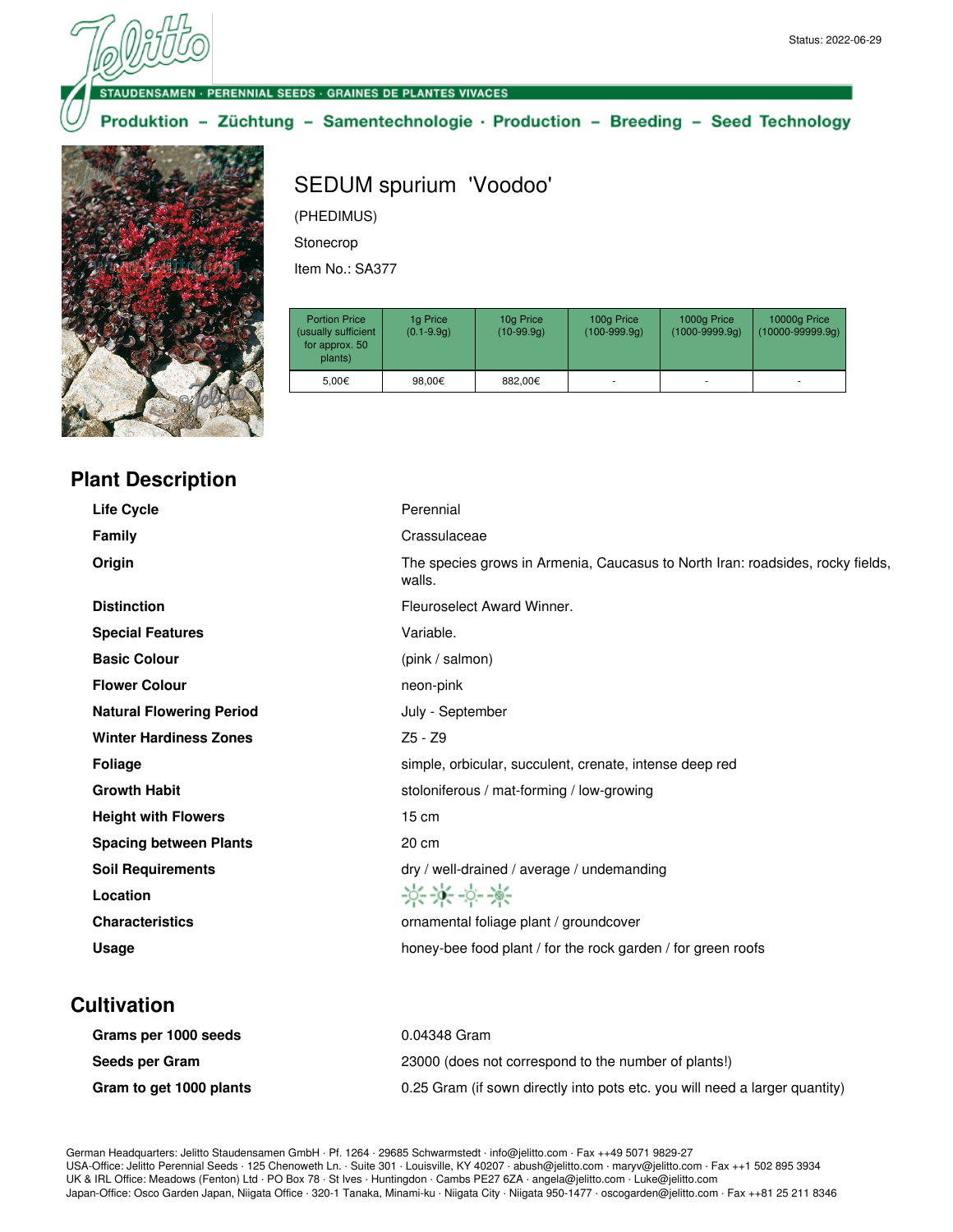Status: 2022-06-29

STAUDENSAMEN · PERENNIAL SEEDS · GRAINES DE PLANTES VIVACES

Produktion – Züchtung – Samentechnologie · Production – Breeding – Seed Technology

# SEDUM spurium 'Voodoo'

(PHEDIMUS)

Stonecrop

Item No.: SA377

| Portion Price (usually sufficient for approx. 50 plants) | 1g Price (0.1-9.9g) | 10g Price (10-99.9g) | 100g Price (100-999.9g) | 1000g Price (1000-9999.9g) | 10000g Price (10000-99999.9g) |
|---|---|---|---|---|---|
| 5,00€ | 98,00€ | 882,00€ | - | - | - |

## Plant Description

| | |
|---|---|
| **Life Cycle** | Perennial |
| **Family** | Crassulaceae |
| **Origin** | The species grows in Armenia, Caucasus to North Iran: roadsides, rocky fields, walls. |
| **Distinction** | Fleuroselect Award Winner. |
| **Special Features** | Variable. |
| **Basic Colour** | (pink / salmon) |
| **Flower Colour** | neon-pink |
| **Natural Flowering Period** | July - September |
| **Winter Hardiness Zones** | Z5 - Z9 |
| **Foliage** | simple, orbicular, succulent, crenate, intense deep red |
| **Growth Habit** | stoloniferous / mat-forming / low-growing |
| **Height with Flowers** | 15 cm |
| **Spacing between Plants** | 20 cm |
| **Soil Requirements** | dry / well-drained / average / undemanding |
| **Location** | |
| **Characteristics** | ornamental foliage plant / groundcover |
| **Usage** | honey-bee food plant / for the rock garden / for green roofs |

## Cultivation

| | |
|---|---|
| **Grams per 1000 seeds** | 0.04348 Gram |
| **Seeds per Gram** | 23000 (does not correspond to the number of plants!) |
| **Gram to get 1000 plants** | 0.25 Gram (if sown directly into pots etc. you will need a larger quantity) |

German Headquarters: Jelitto Staudensamen GmbH · Pf. 1264 · 29685 Schwarmstedt · info@jelitto.com · Fax ++49 5071 9829-27
USA-Office: Jelitto Perennial Seeds · 125 Chenoweth Ln. · Suite 301 · Louisville, KY 40207 · abush@jelitto.com · maryv@jelitto.com · Fax ++1 502 895 3934
UK & IRL Office: Meadows (Fenton) Ltd · PO Box 78 · St Ives · Huntingdon · Cambs PE27 6ZA · angela@jelitto.com · Luke@jelitto.com
Japan-Office: Osco Garden Japan, Niigata Office · 320-1 Tanaka, Minami-ku · Niigata City · Niigata 950-1477 · oscogarden@jelitto.com · Fax ++81 25 211 8346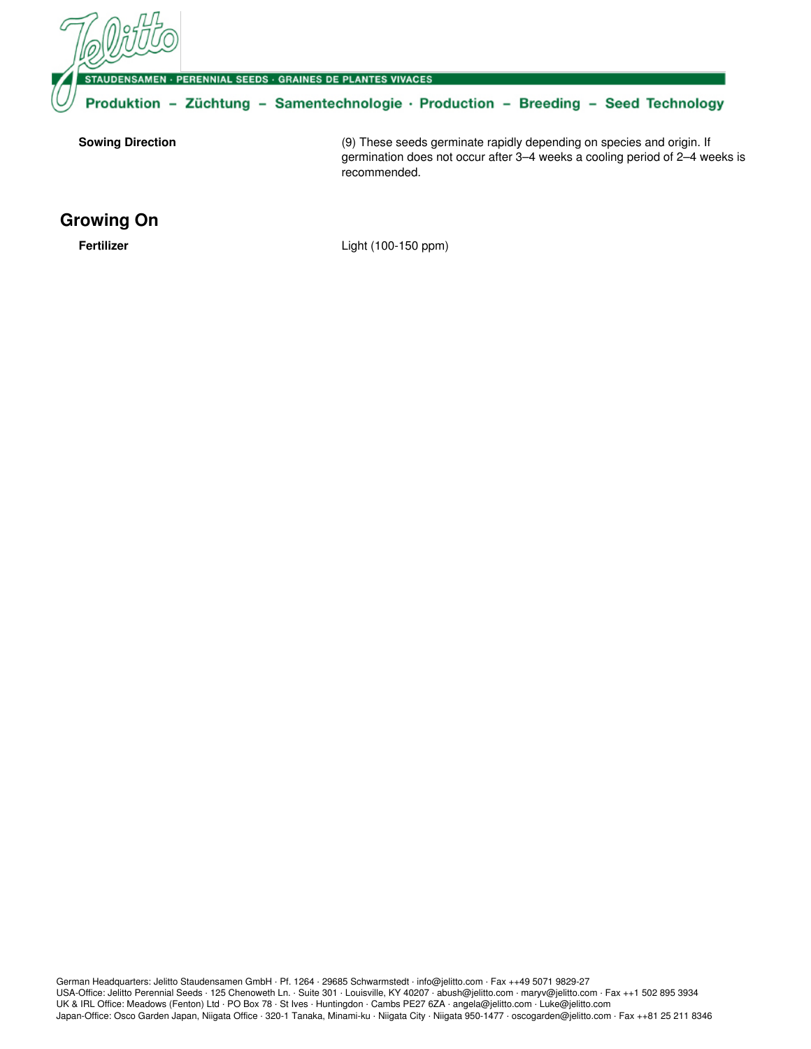| | |
|---|---|
| **Sowing Direction** | (9) These seeds germinate rapidly depending on species and origin. If germination does not occur after 3–4 weeks a cooling period of 2–4 weeks is recommended. |

## Growing On

| | |
|---|---|
| **Fertilizer** | Light (100-150 ppm) |